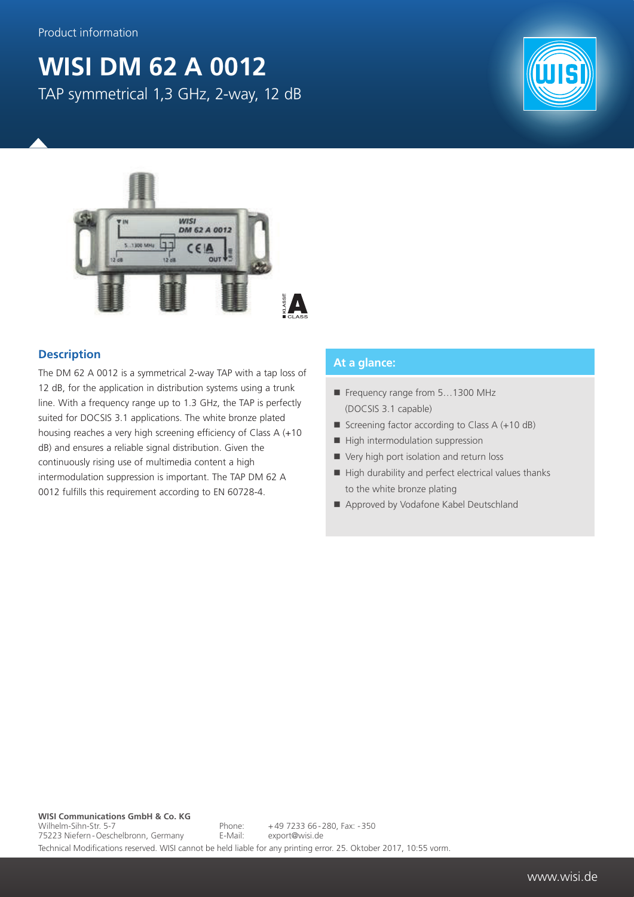Product information

# WISI DM 62 A 0012

TAP symmetrical 1,3 GHz, 2-way, 12 dB

## Description

The DM 62 A 0012 is a symmetrical 2-way TAP with a tap loss of 12 dB, for the application in distribution systems using a trunk line. With a frequency range up to 1.3 GHz, the TAP is perfectly suited for DOCSIS 3.1 applications. The white bronze plated housing reaches a very high screening efficiency of Class A (+10 dB) and ensures a reliable signal distribution. Given the continuously rising use of multimedia content a high intermodulation suppression is important. The TAP DM 62 A 0012 fulfills this requirement according to EN 60728-4.

## At a glance:

- Frequency range from 5…1300 MHz (DOCSIS 3.1 capable)
- Screening factor according to Class A (+10 dB)
- High intermodulation suppression
- Very high port isolation and return loss
- High durability and perfect electrical values thanks to the white bronze plating
- Approved by Vodafone Kabel Deutschland

**WISI Communications GmbH & Co. KG**
Wilhelm-Sihn-Str. 5-7
75223 Niefern-Oeschelbronn, Germany
Phone: +49 7233 66-280, Fax: -350
E-Mail: export@wisi.de

Technical Modifications reserved. WISI cannot be held liable for any printing error. 25. Oktober 2017, 10:55 vorm.

www.wisi.de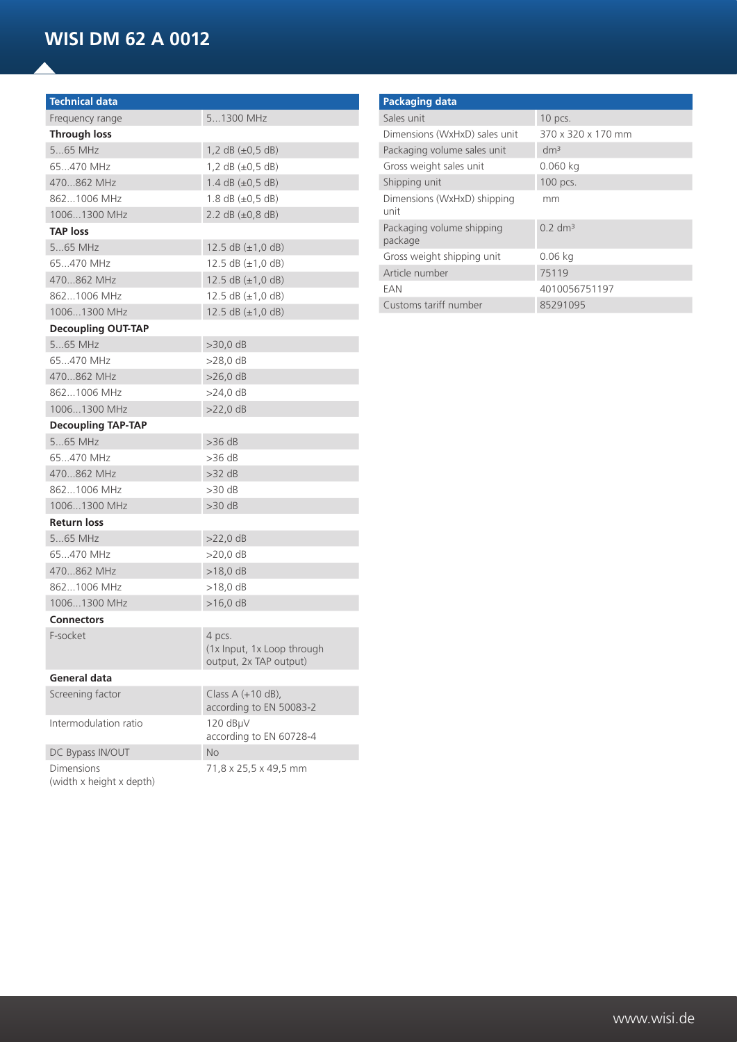# WISI DM 62 A 0012

| Technical data | |
|---|---|
| Frequency range | 5...1300 MHz |
| **Through loss** | |
| 5...65 MHz | 1,2 dB (±0,5 dB) |
| 65...470 MHz | 1,2 dB (±0,5 dB) |
| 470...862 MHz | 1.4 dB (±0,5 dB) |
| 862...1006 MHz | 1.8 dB (±0,5 dB) |
| 1006...1300 MHz | 2.2 dB (±0,8 dB) |
| **TAP loss** | |
| 5...65 MHz | 12.5 dB (±1,0 dB) |
| 65...470 MHz | 12.5 dB (±1,0 dB) |
| 470...862 MHz | 12.5 dB (±1,0 dB) |
| 862...1006 MHz | 12.5 dB (±1,0 dB) |
| 1006...1300 MHz | 12.5 dB (±1,0 dB) |
| **Decoupling OUT-TAP** | |
| 5...65 MHz | >30,0 dB |
| 65...470 MHz | >28,0 dB |
| 470...862 MHz | >26,0 dB |
| 862...1006 MHz | >24,0 dB |
| 1006...1300 MHz | >22,0 dB |
| **Decoupling TAP-TAP** | |
| 5...65 MHz | >36 dB |
| 65...470 MHz | >36 dB |
| 470...862 MHz | >32 dB |
| 862...1006 MHz | >30 dB |
| 1006...1300 MHz | >30 dB |
| **Return loss** | |
| 5...65 MHz | >22,0 dB |
| 65...470 MHz | >20,0 dB |
| 470...862 MHz | >18,0 dB |
| 862...1006 MHz | >18,0 dB |
| 1006...1300 MHz | >16,0 dB |
| **Connectors** | |
| F-socket | 4 pcs. (1x Input, 1x Loop through output, 2x TAP output) |
| **General data** | |
| Screening factor | Class A (+10 dB), according to EN 50083-2 |
| Intermodulation ratio | 120 dBµV according to EN 60728-4 |
| DC Bypass IN/OUT | No |
| Dimensions (width x height x depth) | 71,8 x 25,5 x 49,5 mm |

| Packaging data | |
|---|---|
| Sales unit | 10 pcs. |
| Dimensions (WxHxD) sales unit | 370 x 320 x 170 mm |
| Packaging volume sales unit | dm³ |
| Gross weight sales unit | 0.060 kg |
| Shipping unit | 100 pcs. |
| Dimensions (WxHxD) shipping unit | mm |
| Packaging volume shipping package | 0.2 dm³ |
| Gross weight shipping unit | 0.06 kg |
| Article number | 75119 |
| EAN | 4010056751197 |
| Customs tariff number | 85291095 |

www.wisi.de